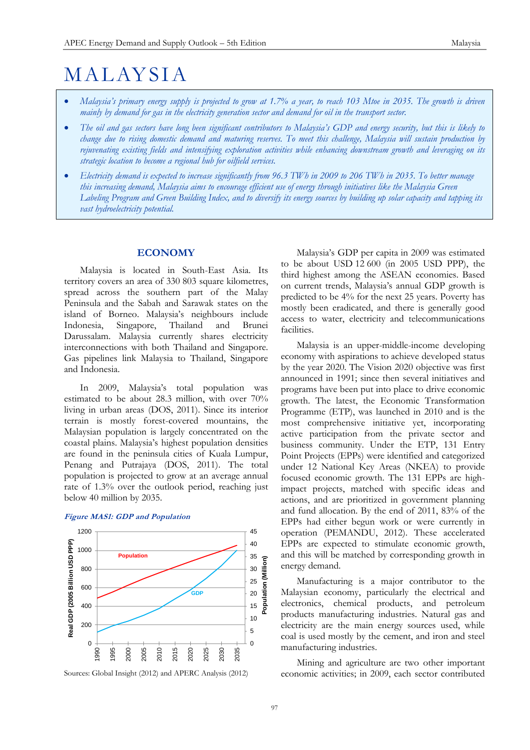# MALAYSIA

- *Malaysia's primary energy supply is projected to grow at 1.7% a year, to reach 103 Mtoe in 2035. The growth is driven mainly by demand for gas in the electricity generation sector and demand for oil in the transport sector.*
- *The oil and gas sectors have long been significant contributors to Malaysia's GDP and energy security, but this is likely to change due to rising domestic demand and maturing reserves. To meet this challenge, Malaysia will sustain production by rejuvenating existing fields and intensifying exploration activities while enhancing downstream growth and leveraging on its strategic location to become a regional hub for oilfield services.*
- *Electricity demand is expected to increase significantly from 96.3 TWh in 2009 to 206 TWh in 2035. To better manage this increasing demand, Malaysia aims to encourage efficient use of energy through initiatives like the Malaysia Green Labeling Program and Green Building Index, and to diversify its energy sources by building up solar capacity and tapping its vast hydroelectricity potential.*

## ECONOMY

Malaysia is located in South-East Asia. Its territory covers an area of 330 803 square kilometres, spread across the southern part of the Malay Peninsula and the Sabah and Sarawak states on the island of Borneo. Malaysia's neighbours include Indonesia, Singapore, Thailand and Brunei Darussalam. Malaysia currently shares electricity interconnections with both Thailand and Singapore. Gas pipelines link Malaysia to Thailand, Singapore and Indonesia.

In 2009, Malaysia's total population was estimated to be about 28.3 million, with over 70% living in urban areas (DOS, 2011). Since its interior terrain is mostly forest-covered mountains, the Malaysian population is largely concentrated on the coastal plains. Malaysia's highest population densities are found in the peninsula cities of Kuala Lumpur, Penang and Putrajaya (DOS, 2011). The total population is projected to grow at an average annual rate of 1.3% over the outlook period, reaching just below 40 million by 2035.

*Figure MAS1: GDP and Population*

Sources: Global Insight (2012) and APERC Analysis (2012)

Malaysia's GDP per capita in 2009 was estimated to be about USD 12 600 (in 2005 USD PPP), the third highest among the ASEAN economies. Based on current trends, Malaysia's annual GDP growth is predicted to be 4% for the next 25 years. Poverty has mostly been eradicated, and there is generally good access to water, electricity and telecommunications facilities.

Malaysia is an upper-middle-income developing economy with aspirations to achieve developed status by the year 2020. The Vision 2020 objective was first announced in 1991; since then several initiatives and programs have been put into place to drive economic growth. The latest, the Economic Transformation Programme (ETP), was launched in 2010 and is the most comprehensive initiative yet, incorporating active participation from the private sector and business community. Under the ETP, 131 Entry Point Projects (EPPs) were identified and categorized under 12 National Key Areas (NKEA) to provide focused economic growth. The 131 EPPs are high-impact projects, matched with specific ideas and actions, and are prioritized in government planning and fund allocation. By the end of 2011, 83% of the EPPs had either begun work or were currently in operation (PEMANDU, 2012). These accelerated EPPs are expected to stimulate economic growth, and this will be matched by corresponding growth in energy demand.

Manufacturing is a major contributor to the Malaysian economy, particularly the electrical and electronics, chemical products, and petroleum products manufacturing industries. Natural gas and electricity are the main energy sources used, while coal is used mostly by the cement, and iron and steel manufacturing industries.

Mining and agriculture are two other important economic activities; in 2009, each sector contributed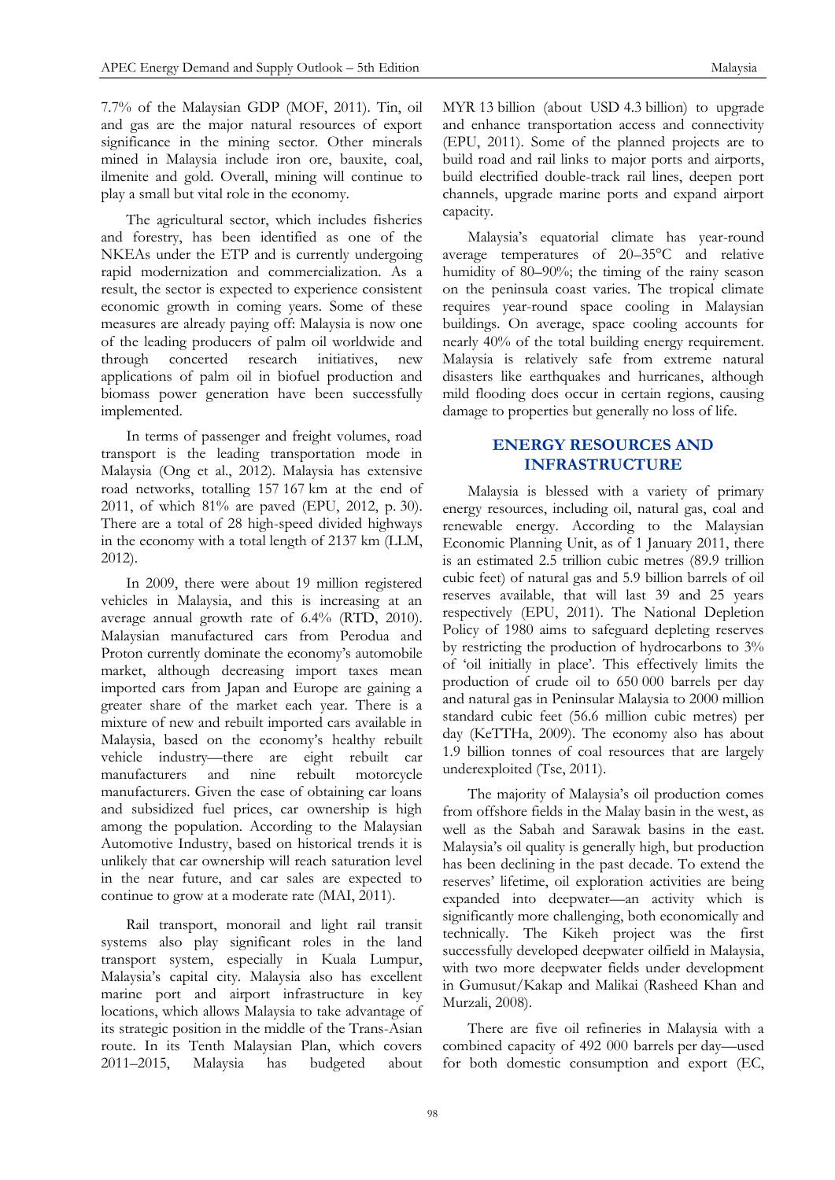7.7% of the Malaysian GDP (MOF, 2011). Tin, oil and gas are the major natural resources of export significance in the mining sector. Other minerals mined in Malaysia include iron ore, bauxite, coal, ilmenite and gold. Overall, mining will continue to play a small but vital role in the economy.

The agricultural sector, which includes fisheries and forestry, has been identified as one of the NKEAs under the ETP and is currently undergoing rapid modernization and commercialization. As a result, the sector is expected to experience consistent economic growth in coming years. Some of these measures are already paying off: Malaysia is now one of the leading producers of palm oil worldwide and through concerted research initiatives, new applications of palm oil in biofuel production and biomass power generation have been successfully implemented.

In terms of passenger and freight volumes, road transport is the leading transportation mode in Malaysia (Ong et al., 2012). Malaysia has extensive road networks, totalling 157 167 km at the end of 2011, of which 81% are paved (EPU, 2012, p. 30). There are a total of 28 high-speed divided highways in the economy with a total length of 2137 km (LLM, 2012).

In 2009, there were about 19 million registered vehicles in Malaysia, and this is increasing at an average annual growth rate of 6.4% (RTD, 2010). Malaysian manufactured cars from Perodua and Proton currently dominate the economy's automobile market, although decreasing import taxes mean imported cars from Japan and Europe are gaining a greater share of the market each year. There is a mixture of new and rebuilt imported cars available in Malaysia, based on the economy's healthy rebuilt vehicle industry—there are eight rebuilt car manufacturers and nine rebuilt motorcycle manufacturers. Given the ease of obtaining car loans and subsidized fuel prices, car ownership is high among the population. According to the Malaysian Automotive Industry, based on historical trends it is unlikely that car ownership will reach saturation level in the near future, and car sales are expected to continue to grow at a moderate rate (MAI, 2011).

Rail transport, monorail and light rail transit systems also play significant roles in the land transport system, especially in Kuala Lumpur, Malaysia's capital city. Malaysia also has excellent marine port and airport infrastructure in key locations, which allows Malaysia to take advantage of its strategic position in the middle of the Trans-Asian route. In its Tenth Malaysian Plan, which covers 2011–2015, Malaysia has budgeted about MYR 13 billion (about USD 4.3 billion) to upgrade and enhance transportation access and connectivity (EPU, 2011). Some of the planned projects are to build road and rail links to major ports and airports, build electrified double-track rail lines, deepen port channels, upgrade marine ports and expand airport capacity.

Malaysia's equatorial climate has year-round average temperatures of 20–35°C and relative humidity of 80–90%; the timing of the rainy season on the peninsula coast varies. The tropical climate requires year-round space cooling in Malaysian buildings. On average, space cooling accounts for nearly 40% of the total building energy requirement. Malaysia is relatively safe from extreme natural disasters like earthquakes and hurricanes, although mild flooding does occur in certain regions, causing damage to properties but generally no loss of life.

## ENERGY RESOURCES AND INFRASTRUCTURE

Malaysia is blessed with a variety of primary energy resources, including oil, natural gas, coal and renewable energy. According to the Malaysian Economic Planning Unit, as of 1 January 2011, there is an estimated 2.5 trillion cubic metres (89.9 trillion cubic feet) of natural gas and 5.9 billion barrels of oil reserves available, that will last 39 and 25 years respectively (EPU, 2011). The National Depletion Policy of 1980 aims to safeguard depleting reserves by restricting the production of hydrocarbons to 3% of 'oil initially in place'. This effectively limits the production of crude oil to 650 000 barrels per day and natural gas in Peninsular Malaysia to 2000 million standard cubic feet (56.6 million cubic metres) per day (KeTTHa, 2009). The economy also has about 1.9 billion tonnes of coal resources that are largely underexploited (Tse, 2011).

The majority of Malaysia's oil production comes from offshore fields in the Malay basin in the west, as well as the Sabah and Sarawak basins in the east. Malaysia's oil quality is generally high, but production has been declining in the past decade. To extend the reserves' lifetime, oil exploration activities are being expanded into deepwater—an activity which is significantly more challenging, both economically and technically. The Kikeh project was the first successfully developed deepwater oilfield in Malaysia, with two more deepwater fields under development in Gumusut/Kakap and Malikai (Rasheed Khan and Murzali, 2008).

There are five oil refineries in Malaysia with a combined capacity of 492 000 barrels per day—used for both domestic consumption and export (EC,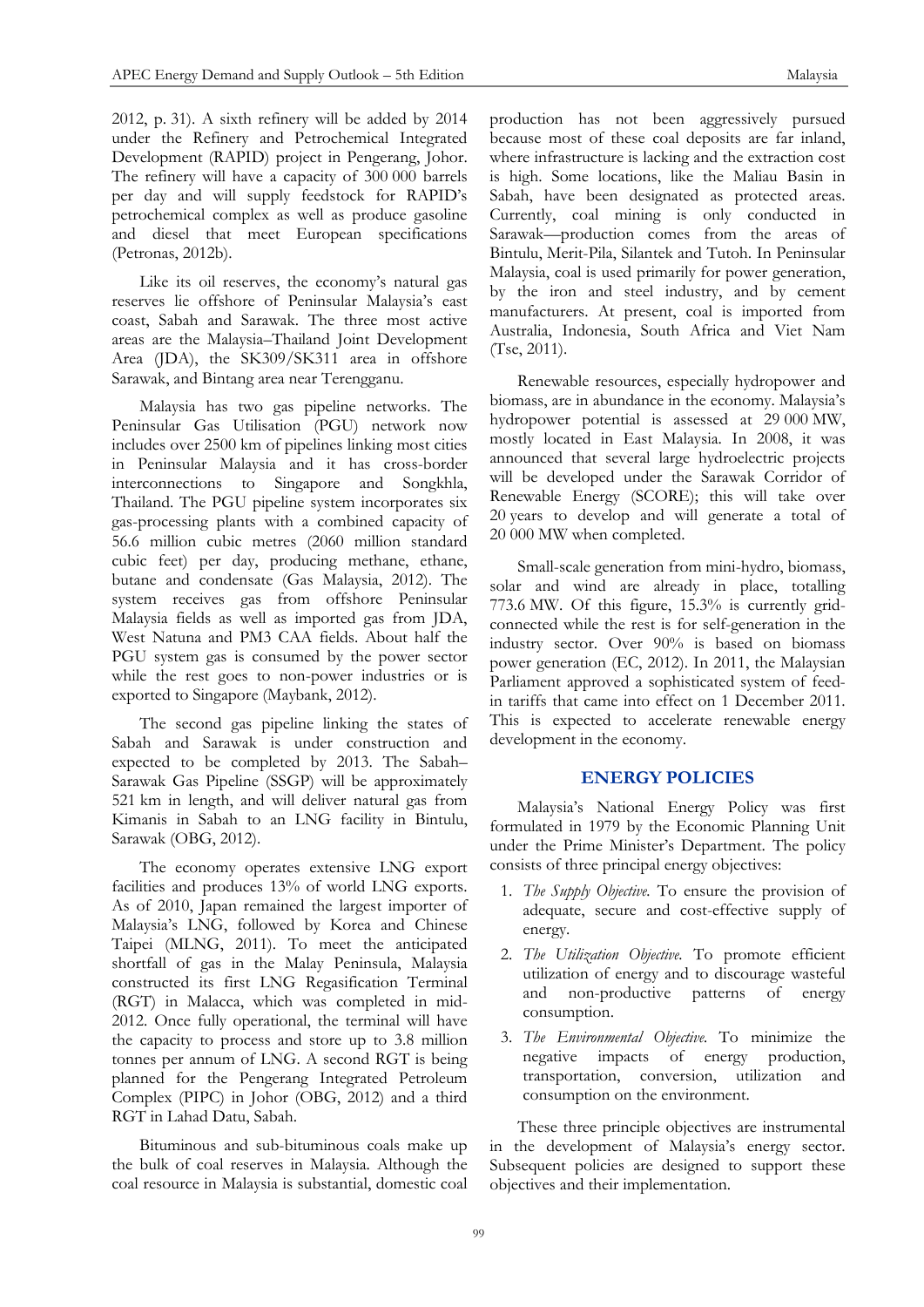2012, p. 31). A sixth refinery will be added by 2014 under the Refinery and Petrochemical Integrated Development (RAPID) project in Pengerang, Johor. The refinery will have a capacity of 300 000 barrels per day and will supply feedstock for RAPID's petrochemical complex as well as produce gasoline and diesel that meet European specifications (Petronas, 2012b).

Like its oil reserves, the economy's natural gas reserves lie offshore of Peninsular Malaysia's east coast, Sabah and Sarawak. The three most active areas are the Malaysia–Thailand Joint Development Area (JDA), the SK309/SK311 area in offshore Sarawak, and Bintang area near Terengganu.

Malaysia has two gas pipeline networks. The Peninsular Gas Utilisation (PGU) network now includes over 2500 km of pipelines linking most cities in Peninsular Malaysia and it has cross-border interconnections to Singapore and Songkhla, Thailand. The PGU pipeline system incorporates six gas-processing plants with a combined capacity of 56.6 million cubic metres (2060 million standard cubic feet) per day, producing methane, ethane, butane and condensate (Gas Malaysia, 2012). The system receives gas from offshore Peninsular Malaysia fields as well as imported gas from JDA, West Natuna and PM3 CAA fields. About half the PGU system gas is consumed by the power sector while the rest goes to non-power industries or is exported to Singapore (Maybank, 2012).

The second gas pipeline linking the states of Sabah and Sarawak is under construction and expected to be completed by 2013. The Sabah–Sarawak Gas Pipeline (SSGP) will be approximately 521 km in length, and will deliver natural gas from Kimanis in Sabah to an LNG facility in Bintulu, Sarawak (OBG, 2012).

The economy operates extensive LNG export facilities and produces 13% of world LNG exports. As of 2010, Japan remained the largest importer of Malaysia's LNG, followed by Korea and Chinese Taipei (MLNG, 2011). To meet the anticipated shortfall of gas in the Malay Peninsula, Malaysia constructed its first LNG Regasification Terminal (RGT) in Malacca, which was completed in mid-2012. Once fully operational, the terminal will have the capacity to process and store up to 3.8 million tonnes per annum of LNG. A second RGT is being planned for the Pengerang Integrated Petroleum Complex (PIPC) in Johor (OBG, 2012) and a third RGT in Lahad Datu, Sabah.

Bituminous and sub-bituminous coals make up the bulk of coal reserves in Malaysia. Although the coal resource in Malaysia is substantial, domestic coal production has not been aggressively pursued because most of these coal deposits are far inland, where infrastructure is lacking and the extraction cost is high. Some locations, like the Maliau Basin in Sabah, have been designated as protected areas. Currently, coal mining is only conducted in Sarawak—production comes from the areas of Bintulu, Merit-Pila, Silantek and Tutoh. In Peninsular Malaysia, coal is used primarily for power generation, by the iron and steel industry, and by cement manufacturers. At present, coal is imported from Australia, Indonesia, South Africa and Viet Nam (Tse, 2011).

Renewable resources, especially hydropower and biomass, are in abundance in the economy. Malaysia's hydropower potential is assessed at 29 000 MW, mostly located in East Malaysia. In 2008, it was announced that several large hydroelectric projects will be developed under the Sarawak Corridor of Renewable Energy (SCORE); this will take over 20 years to develop and will generate a total of 20 000 MW when completed.

Small-scale generation from mini-hydro, biomass, solar and wind are already in place, totalling 773.6 MW. Of this figure, 15.3% is currently grid-connected while the rest is for self-generation in the industry sector. Over 90% is based on biomass power generation (EC, 2012). In 2011, the Malaysian Parliament approved a sophisticated system of feed-in tariffs that came into effect on 1 December 2011. This is expected to accelerate renewable energy development in the economy.

## ENERGY POLICIES

Malaysia's National Energy Policy was first formulated in 1979 by the Economic Planning Unit under the Prime Minister's Department. The policy consists of three principal energy objectives:

1. *The Supply Objective.* To ensure the provision of adequate, secure and cost-effective supply of energy.
2. *The Utilization Objective.* To promote efficient utilization of energy and to discourage wasteful and non-productive patterns of energy consumption.
3. *The Environmental Objective.* To minimize the negative impacts of energy production, transportation, conversion, utilization and consumption on the environment.

These three principle objectives are instrumental in the development of Malaysia's energy sector. Subsequent policies are designed to support these objectives and their implementation.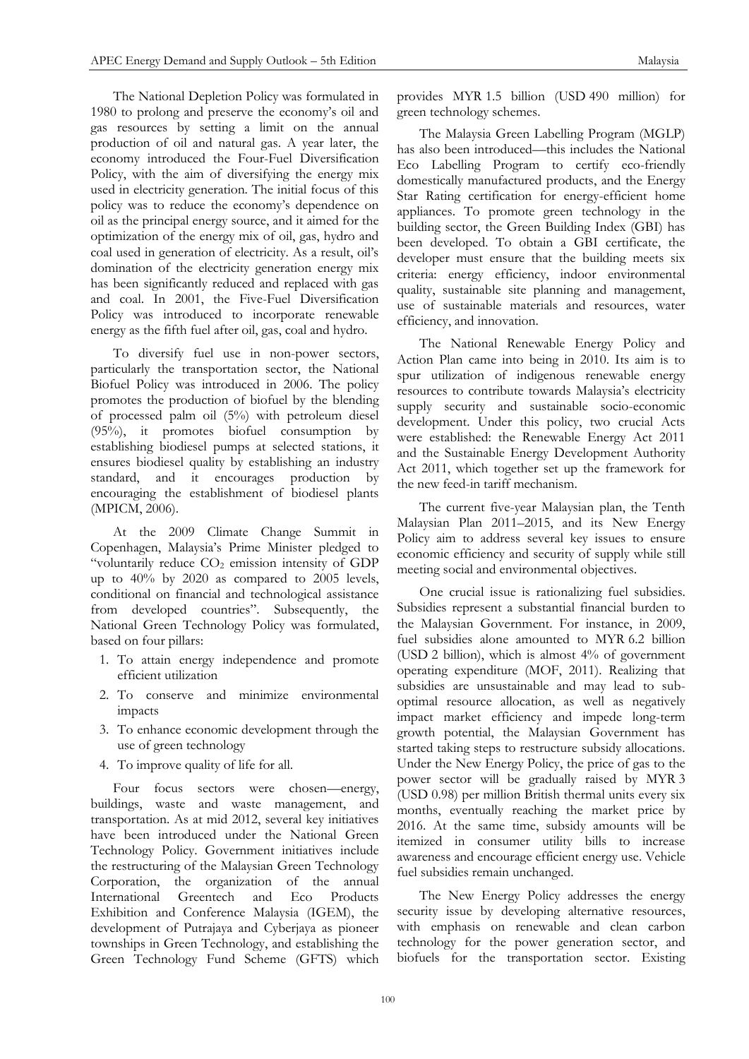The National Depletion Policy was formulated in 1980 to prolong and preserve the economy's oil and gas resources by setting a limit on the annual production of oil and natural gas. A year later, the economy introduced the Four-Fuel Diversification Policy, with the aim of diversifying the energy mix used in electricity generation. The initial focus of this policy was to reduce the economy's dependence on oil as the principal energy source, and it aimed for the optimization of the energy mix of oil, gas, hydro and coal used in generation of electricity. As a result, oil's domination of the electricity generation energy mix has been significantly reduced and replaced with gas and coal. In 2001, the Five-Fuel Diversification Policy was introduced to incorporate renewable energy as the fifth fuel after oil, gas, coal and hydro.

To diversify fuel use in non-power sectors, particularly the transportation sector, the National Biofuel Policy was introduced in 2006. The policy promotes the production of biofuel by the blending of processed palm oil (5%) with petroleum diesel (95%), it promotes biofuel consumption by establishing biodiesel pumps at selected stations, it ensures biodiesel quality by establishing an industry standard, and it encourages production by encouraging the establishment of biodiesel plants (MPICM, 2006).

At the 2009 Climate Change Summit in Copenhagen, Malaysia's Prime Minister pledged to "voluntarily reduce $CO_2$ emission intensity of GDP up to 40% by 2020 as compared to 2005 levels, conditional on financial and technological assistance from developed countries". Subsequently, the National Green Technology Policy was formulated, based on four pillars:

1. To attain energy independence and promote efficient utilization
2. To conserve and minimize environmental impacts
3. To enhance economic development through the use of green technology
4. To improve quality of life for all.

Four focus sectors were chosen—energy, buildings, waste and waste management, and transportation. As at mid 2012, several key initiatives have been introduced under the National Green Technology Policy. Government initiatives include the restructuring of the Malaysian Green Technology Corporation, the organization of the annual International Greentech and Eco Products Exhibition and Conference Malaysia (IGEM), the development of Putrajaya and Cyberjaya as pioneer townships in Green Technology, and establishing the Green Technology Fund Scheme (GFTS) which provides MYR 1.5 billion (USD 490 million) for green technology schemes.

The Malaysia Green Labelling Program (MGLP) has also been introduced—this includes the National Eco Labelling Program to certify eco-friendly domestically manufactured products, and the Energy Star Rating certification for energy-efficient home appliances. To promote green technology in the building sector, the Green Building Index (GBI) has been developed. To obtain a GBI certificate, the developer must ensure that the building meets six criteria: energy efficiency, indoor environmental quality, sustainable site planning and management, use of sustainable materials and resources, water efficiency, and innovation.

The National Renewable Energy Policy and Action Plan came into being in 2010. Its aim is to spur utilization of indigenous renewable energy resources to contribute towards Malaysia's electricity supply security and sustainable socio-economic development. Under this policy, two crucial Acts were established: the Renewable Energy Act 2011 and the Sustainable Energy Development Authority Act 2011, which together set up the framework for the new feed-in tariff mechanism.

The current five-year Malaysian plan, the Tenth Malaysian Plan 2011–2015, and its New Energy Policy aim to address several key issues to ensure economic efficiency and security of supply while still meeting social and environmental objectives.

One crucial issue is rationalizing fuel subsidies. Subsidies represent a substantial financial burden to the Malaysian Government. For instance, in 2009, fuel subsidies alone amounted to MYR 6.2 billion (USD 2 billion), which is almost 4% of government operating expenditure (MOF, 2011). Realizing that subsidies are unsustainable and may lead to sub-optimal resource allocation, as well as negatively impact market efficiency and impede long-term growth potential, the Malaysian Government has started taking steps to restructure subsidy allocations. Under the New Energy Policy, the price of gas to the power sector will be gradually raised by MYR 3 (USD 0.98) per million British thermal units every six months, eventually reaching the market price by 2016. At the same time, subsidy amounts will be itemized in consumer utility bills to increase awareness and encourage efficient energy use. Vehicle fuel subsidies remain unchanged.

The New Energy Policy addresses the energy security issue by developing alternative resources, with emphasis on renewable and clean carbon technology for the power generation sector, and biofuels for the transportation sector. Existing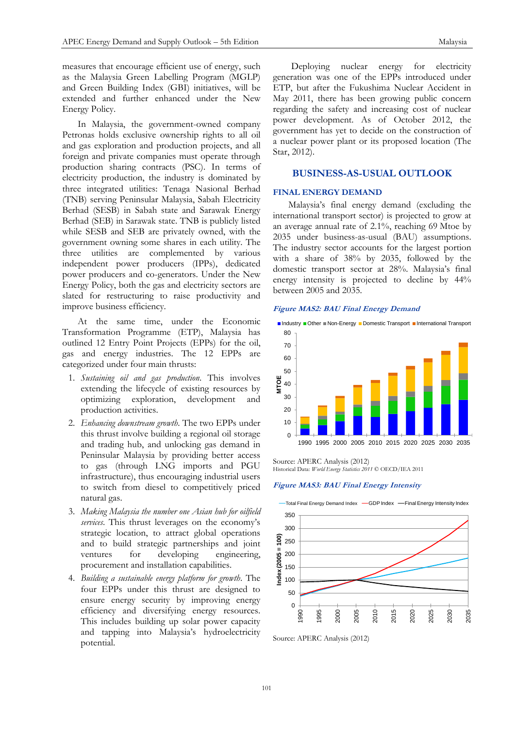measures that encourage efficient use of energy, such as the Malaysia Green Labelling Program (MGLP) and Green Building Index (GBI) initiatives, will be extended and further enhanced under the New Energy Policy.

In Malaysia, the government-owned company Petronas holds exclusive ownership rights to all oil and gas exploration and production projects, and all foreign and private companies must operate through production sharing contracts (PSC). In terms of electricity production, the industry is dominated by three integrated utilities: Tenaga Nasional Berhad (TNB) serving Peninsular Malaysia, Sabah Electricity Berhad (SESB) in Sabah state and Sarawak Energy Berhad (SEB) in Sarawak state. TNB is publicly listed while SESB and SEB are privately owned, with the government owning some shares in each utility. The three utilities are complemented by various independent power producers (IPPs), dedicated power producers and co-generators. Under the New Energy Policy, both the gas and electricity sectors are slated for restructuring to raise productivity and improve business efficiency.

At the same time, under the Economic Transformation Programme (ETP), Malaysia has outlined 12 Entry Point Projects (EPPs) for the oil, gas and energy industries. The 12 EPPs are categorized under four main thrusts:

1. *Sustaining oil and gas production.* This involves extending the lifecycle of existing resources by optimizing exploration, development and production activities.
2. *Enhancing downstream growth.* The two EPPs under this thrust involve building a regional oil storage and trading hub, and unlocking gas demand in Peninsular Malaysia by providing better access to gas (through LNG imports and PGU infrastructure), thus encouraging industrial users to switch from diesel to competitively priced natural gas.
3. *Making Malaysia the number one Asian hub for oilfield services.* This thrust leverages on the economy's strategic location, to attract global operations and to build strategic partnerships and joint ventures for developing engineering, procurement and installation capabilities.
4. *Building a sustainable energy platform for growth.* The four EPPs under this thrust are designed to ensure energy security by improving energy efficiency and diversifying energy resources. This includes building up solar power capacity and tapping into Malaysia's hydroelectricity potential.

Deploying nuclear energy for electricity generation was one of the EPPs introduced under ETP, but after the Fukushima Nuclear Accident in May 2011, there has been growing public concern regarding the safety and increasing cost of nuclear power development. As of October 2012, the government has yet to decide on the construction of a nuclear power plant or its proposed location (The Star, 2012).

## BUSINESS-AS-USUAL OUTLOOK

### FINAL ENERGY DEMAND

Malaysia's final energy demand (excluding the international transport sector) is projected to grow at an average annual rate of 2.1%, reaching 69 Mtoe by 2035 under business-as-usual (BAU) assumptions. The industry sector accounts for the largest portion with a share of 38% by 2035, followed by the domestic transport sector at 28%. Malaysia's final energy intensity is projected to decline by 44% between 2005 and 2035.

***Figure MAS2: BAU Final Energy Demand***

Source: APERC Analysis (2012)
Historical Data: *World Energy Statistics 2011* © OECD/IEA 2011

***Figure MAS3: BAU Final Energy Intensity***

Source: APERC Analysis (2012)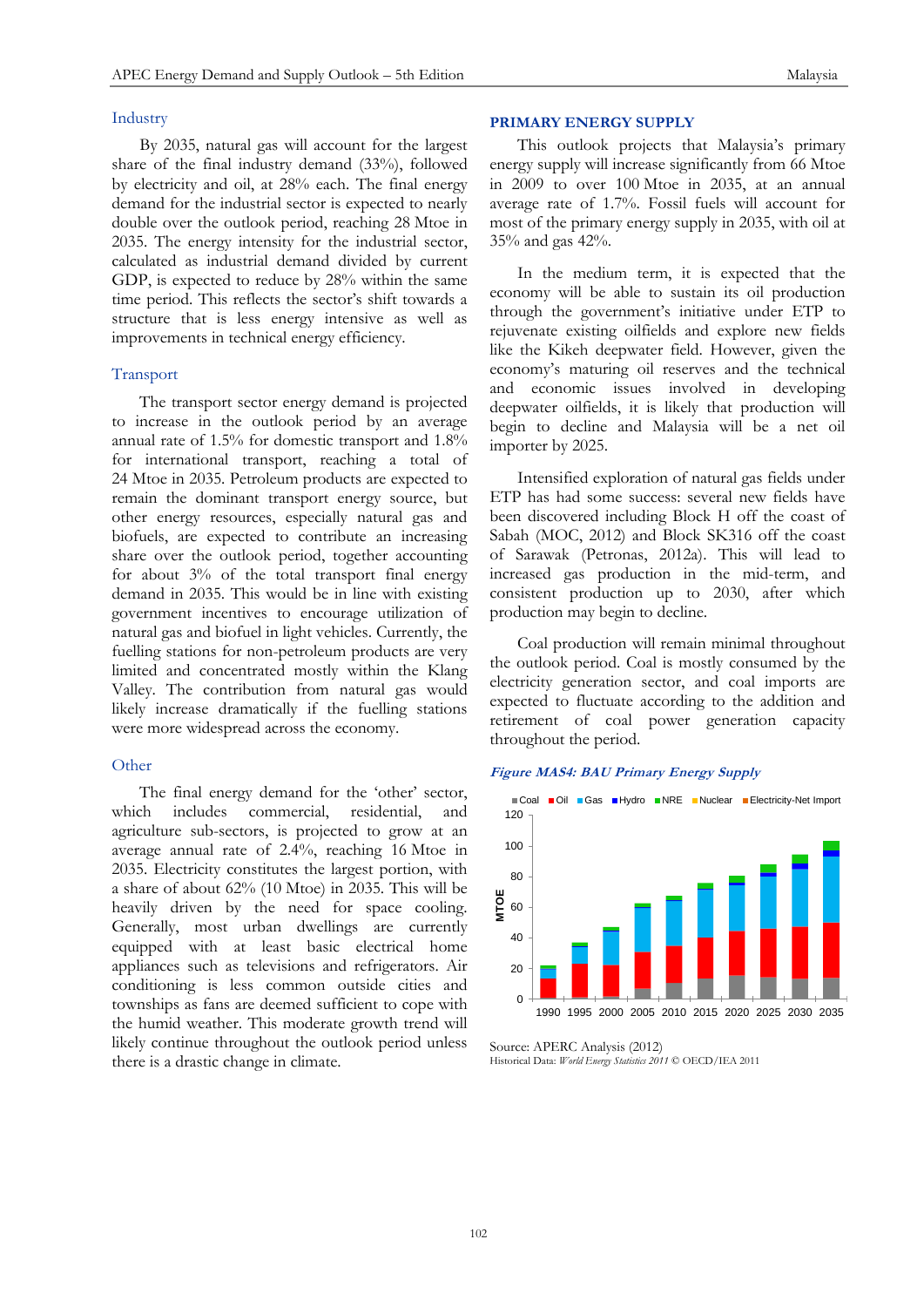### Industry

By 2035, natural gas will account for the largest share of the final industry demand (33%), followed by electricity and oil, at 28% each. The final energy demand for the industrial sector is expected to nearly double over the outlook period, reaching 28 Mtoe in 2035. The energy intensity for the industrial sector, calculated as industrial demand divided by current GDP, is expected to reduce by 28% within the same time period. This reflects the sector's shift towards a structure that is less energy intensive as well as improvements in technical energy efficiency.

### Transport

The transport sector energy demand is projected to increase in the outlook period by an average annual rate of 1.5% for domestic transport and 1.8% for international transport, reaching a total of 24 Mtoe in 2035. Petroleum products are expected to remain the dominant transport energy source, but other energy resources, especially natural gas and biofuels, are expected to contribute an increasing share over the outlook period, together accounting for about 3% of the total transport final energy demand in 2035. This would be in line with existing government incentives to encourage utilization of natural gas and biofuel in light vehicles. Currently, the fuelling stations for non-petroleum products are very limited and concentrated mostly within the Klang Valley. The contribution from natural gas would likely increase dramatically if the fuelling stations were more widespread across the economy.

### Other

The final energy demand for the 'other' sector, which includes commercial, residential, and agriculture sub-sectors, is projected to grow at an average annual rate of 2.4%, reaching 16 Mtoe in 2035. Electricity constitutes the largest portion, with a share of about 62% (10 Mtoe) in 2035. This will be heavily driven by the need for space cooling. Generally, most urban dwellings are currently equipped with at least basic electrical home appliances such as televisions and refrigerators. Air conditioning is less common outside cities and townships as fans are deemed sufficient to cope with the humid weather. This moderate growth trend will likely continue throughout the outlook period unless there is a drastic change in climate.

## PRIMARY ENERGY SUPPLY

This outlook projects that Malaysia's primary energy supply will increase significantly from 66 Mtoe in 2009 to over 100 Mtoe in 2035, at an annual average rate of 1.7%. Fossil fuels will account for most of the primary energy supply in 2035, with oil at 35% and gas 42%.

In the medium term, it is expected that the economy will be able to sustain its oil production through the government's initiative under ETP to rejuvenate existing oilfields and explore new fields like the Kikeh deepwater field. However, given the economy's maturing oil reserves and the technical and economic issues involved in developing deepwater oilfields, it is likely that production will begin to decline and Malaysia will be a net oil importer by 2025.

Intensified exploration of natural gas fields under ETP has had some success: several new fields have been discovered including Block H off the coast of Sabah (MOC, 2012) and Block SK316 off the coast of Sarawak (Petronas, 2012a). This will lead to increased gas production in the mid-term, and consistent production up to 2030, after which production may begin to decline.

Coal production will remain minimal throughout the outlook period. Coal is mostly consumed by the electricity generation sector, and coal imports are expected to fluctuate according to the addition and retirement of coal power generation capacity throughout the period.

***Figure MAS4: BAU Primary Energy Supply***

Source: APERC Analysis (2012)
Historical Data: *World Energy Statistics 2011* © OECD/IEA 2011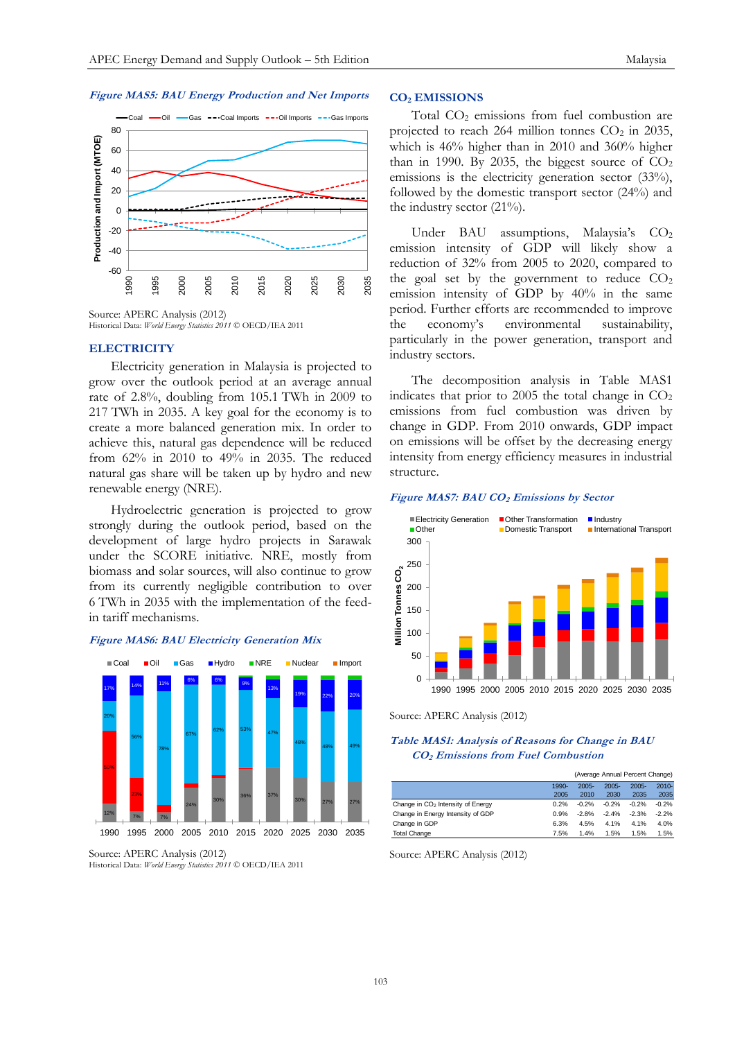*Figure MAS5: BAU Energy Production and Net Imports*

Source: APERC Analysis (2012)
Historical Data: *World Energy Statistics 2011* © OECD/IEA 2011

## ELECTRICITY

Electricity generation in Malaysia is projected to grow over the outlook period at an average annual rate of 2.8%, doubling from 105.1 TWh in 2009 to 217 TWh in 2035. A key goal for the economy is to create a more balanced generation mix. In order to achieve this, natural gas dependence will be reduced from 62% in 2010 to 49% in 2035. The reduced natural gas share will be taken up by hydro and new renewable energy (NRE).

Hydroelectric generation is projected to grow strongly during the outlook period, based on the development of large hydro projects in Sarawak under the SCORE initiative. NRE, mostly from biomass and solar sources, will also continue to grow from its currently negligible contribution to over 6 TWh in 2035 with the implementation of the feed-in tariff mechanisms.

*Figure MAS6: BAU Electricity Generation Mix*

Source: APERC Analysis (2012)
Historical Data: *World Energy Statistics 2011* © OECD/IEA 2011

## $CO_2$ EMISSIONS

Total $CO_2$ emissions from fuel combustion are projected to reach 264 million tonnes $CO_2$ in 2035, which is 46% higher than in 2010 and 360% higher than in 1990. By 2035, the biggest source of $CO_2$ is the electricity generation sector (33%), followed by the domestic transport sector (24%) and the industry sector (21%).

Under BAU assumptions, Malaysia's $CO_2$ emission intensity of GDP will likely show a reduction of 32% from 2005 to 2020, compared to the goal set by the government to reduce $CO_2$ emission intensity of GDP by 40% in the same period. Further efforts are recommended to improve the economy's environmental sustainability, particularly in the power generation, transport and industry sectors.

The decomposition analysis in Table MAS1 indicates that prior to 2005 the total change in $CO_2$ emissions from fuel combustion was driven by change in GDP. From 2010 onwards, GDP impact on emissions will be offset by the decreasing energy intensity from energy efficiency measures in industrial structure.

*Figure MAS7: BAU $CO_2$ Emissions by Sector*

Source: APERC Analysis (2012)

*Table MAS1: Analysis of Reasons for Change in BAU $CO_2$ Emissions from Fuel Combustion*

(Average Annual Percent Change)

| | 1990-2005 | 2005-2010 | 2005-2030 | 2005-2035 | 2010-2035 |
|---|---|---|---|---|---|
| Change in $CO_2$ Intensity of Energy | 0.2% | -0.2% | -0.2% | -0.2% | -0.2% |
| Change in Energy Intensity of GDP | 0.9% | -2.8% | -2.4% | -2.3% | -2.2% |
| Change in GDP | 6.3% | 4.5% | 4.1% | 4.1% | 4.0% |
| Total Change | 7.5% | 1.4% | 1.5% | 1.5% | 1.5% |

Source: APERC Analysis (2012)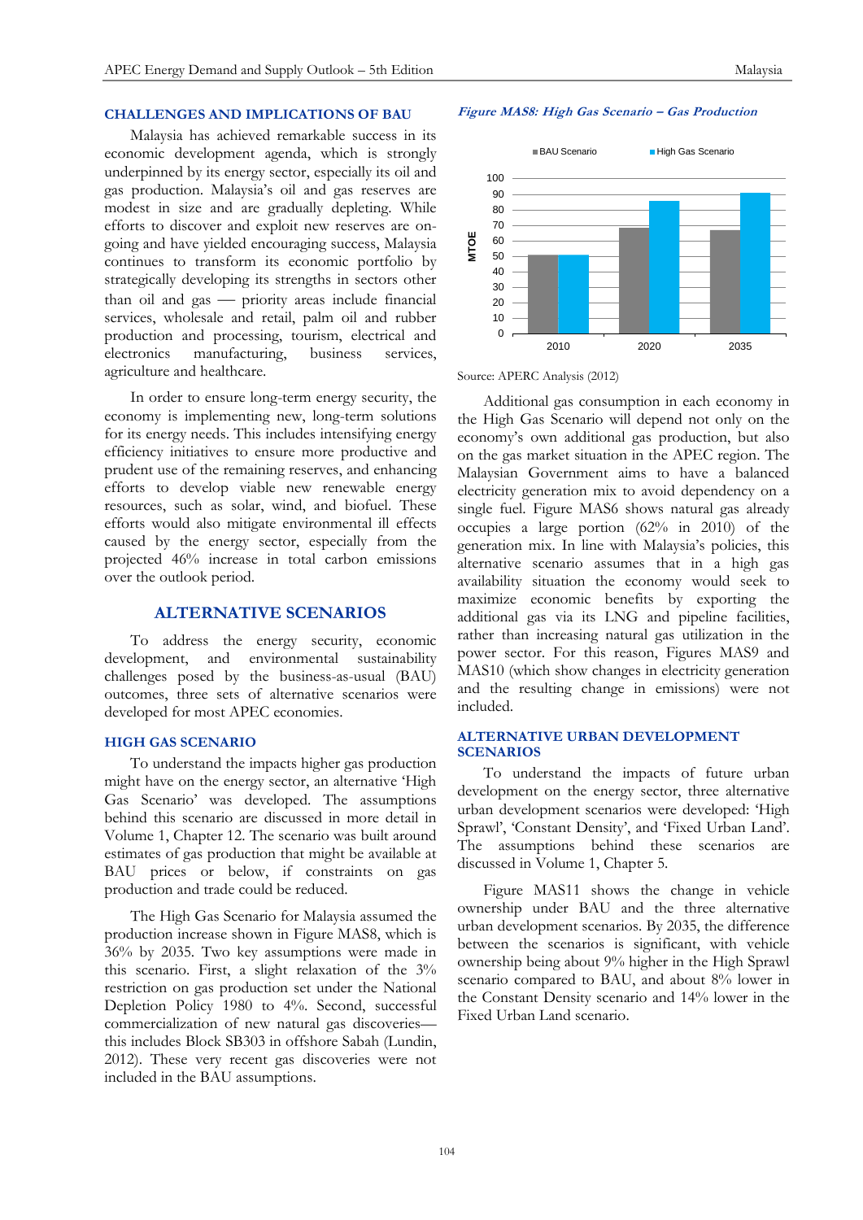## CHALLENGES AND IMPLICATIONS OF BAU

Malaysia has achieved remarkable success in its economic development agenda, which is strongly underpinned by its energy sector, especially its oil and gas production. Malaysia's oil and gas reserves are modest in size and are gradually depleting. While efforts to discover and exploit new reserves are on-going and have yielded encouraging success, Malaysia continues to transform its economic portfolio by strategically developing its strengths in sectors other than oil and gas — priority areas include financial services, wholesale and retail, palm oil and rubber production and processing, tourism, electrical and electronics manufacturing, business services, agriculture and healthcare.

In order to ensure long-term energy security, the economy is implementing new, long-term solutions for its energy needs. This includes intensifying energy efficiency initiatives to ensure more productive and prudent use of the remaining reserves, and enhancing efforts to develop viable new renewable energy resources, such as solar, wind, and biofuel. These efforts would also mitigate environmental ill effects caused by the energy sector, especially from the projected 46% increase in total carbon emissions over the outlook period.

# ALTERNATIVE SCENARIOS

To address the energy security, economic development, and environmental sustainability challenges posed by the business-as-usual (BAU) outcomes, three sets of alternative scenarios were developed for most APEC economies.

## HIGH GAS SCENARIO

To understand the impacts higher gas production might have on the energy sector, an alternative 'High Gas Scenario' was developed. The assumptions behind this scenario are discussed in more detail in Volume 1, Chapter 12. The scenario was built around estimates of gas production that might be available at BAU prices or below, if constraints on gas production and trade could be reduced.

The High Gas Scenario for Malaysia assumed the production increase shown in Figure MAS8, which is 36% by 2035. Two key assumptions were made in this scenario. First, a slight relaxation of the 3% restriction on gas production set under the National Depletion Policy 1980 to 4%. Second, successful commercialization of new natural gas discoveries—this includes Block SB303 in offshore Sabah (Lundin, 2012). These very recent gas discoveries were not included in the BAU assumptions.

*Figure MAS8: High Gas Scenario – Gas Production*

| MTOE | BAU Scenario | High Gas Scenario |
|---|---|---|
| 2010 | ~50 | ~50 |
| 2020 | ~68 | ~86 |
| 2035 | ~67 | ~91 |

Source: APERC Analysis (2012)

Additional gas consumption in each economy in the High Gas Scenario will depend not only on the economy's own additional gas production, but also on the gas market situation in the APEC region. The Malaysian Government aims to have a balanced electricity generation mix to avoid dependency on a single fuel. Figure MAS6 shows natural gas already occupies a large portion (62% in 2010) of the generation mix. In line with Malaysia's policies, this alternative scenario assumes that in a high gas availability situation the economy would seek to maximize economic benefits by exporting the additional gas via its LNG and pipeline facilities, rather than increasing natural gas utilization in the power sector. For this reason, Figures MAS9 and MAS10 (which show changes in electricity generation and the resulting change in emissions) were not included.

## ALTERNATIVE URBAN DEVELOPMENT SCENARIOS

To understand the impacts of future urban development on the energy sector, three alternative urban development scenarios were developed: 'High Sprawl', 'Constant Density', and 'Fixed Urban Land'. The assumptions behind these scenarios are discussed in Volume 1, Chapter 5.

Figure MAS11 shows the change in vehicle ownership under BAU and the three alternative urban development scenarios. By 2035, the difference between the scenarios is significant, with vehicle ownership being about 9% higher in the High Sprawl scenario compared to BAU, and about 8% lower in the Constant Density scenario and 14% lower in the Fixed Urban Land scenario.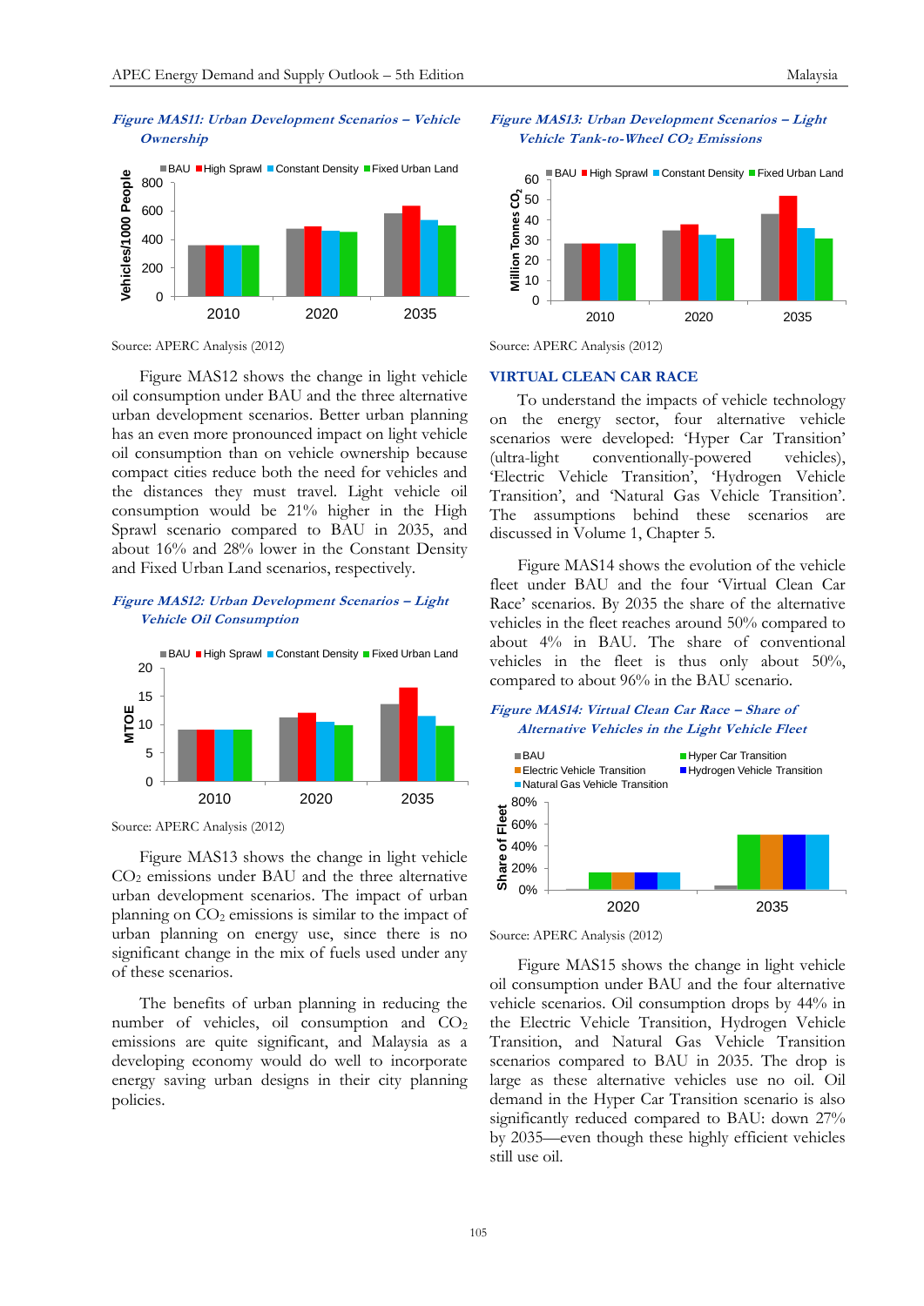*Figure MAS11: Urban Development Scenarios – Vehicle Ownership*

Source: APERC Analysis (2012)

Figure MAS12 shows the change in light vehicle oil consumption under BAU and the three alternative urban development scenarios. Better urban planning has an even more pronounced impact on light vehicle oil consumption than on vehicle ownership because compact cities reduce both the need for vehicles and the distances they must travel. Light vehicle oil consumption would be 21% higher in the High Sprawl scenario compared to BAU in 2035, and about 16% and 28% lower in the Constant Density and Fixed Urban Land scenarios, respectively.

*Figure MAS12: Urban Development Scenarios – Light Vehicle Oil Consumption*

Source: APERC Analysis (2012)

Figure MAS13 shows the change in light vehicle $CO_2$ emissions under BAU and the three alternative urban development scenarios. The impact of urban planning on $CO_2$ emissions is similar to the impact of urban planning on energy use, since there is no significant change in the mix of fuels used under any of these scenarios.

The benefits of urban planning in reducing the number of vehicles, oil consumption and $CO_2$ emissions are quite significant, and Malaysia as a developing economy would do well to incorporate energy saving urban designs in their city planning policies.

*Figure MAS13: Urban Development Scenarios – Light Vehicle Tank-to-Wheel $CO_2$ Emissions*

Source: APERC Analysis (2012)

## VIRTUAL CLEAN CAR RACE

To understand the impacts of vehicle technology on the energy sector, four alternative vehicle scenarios were developed: 'Hyper Car Transition' (ultra-light conventionally-powered vehicles), 'Electric Vehicle Transition', 'Hydrogen Vehicle Transition', and 'Natural Gas Vehicle Transition'. The assumptions behind these scenarios are discussed in Volume 1, Chapter 5.

Figure MAS14 shows the evolution of the vehicle fleet under BAU and the four 'Virtual Clean Car Race' scenarios. By 2035 the share of the alternative vehicles in the fleet reaches around 50% compared to about 4% in BAU. The share of conventional vehicles in the fleet is thus only about 50%, compared to about 96% in the BAU scenario.

*Figure MAS14: Virtual Clean Car Race – Share of Alternative Vehicles in the Light Vehicle Fleet*

Source: APERC Analysis (2012)

Figure MAS15 shows the change in light vehicle oil consumption under BAU and the four alternative vehicle scenarios. Oil consumption drops by 44% in the Electric Vehicle Transition, Hydrogen Vehicle Transition, and Natural Gas Vehicle Transition scenarios compared to BAU in 2035. The drop is large as these alternative vehicles use no oil. Oil demand in the Hyper Car Transition scenario is also significantly reduced compared to BAU: down 27% by 2035—even though these highly efficient vehicles still use oil.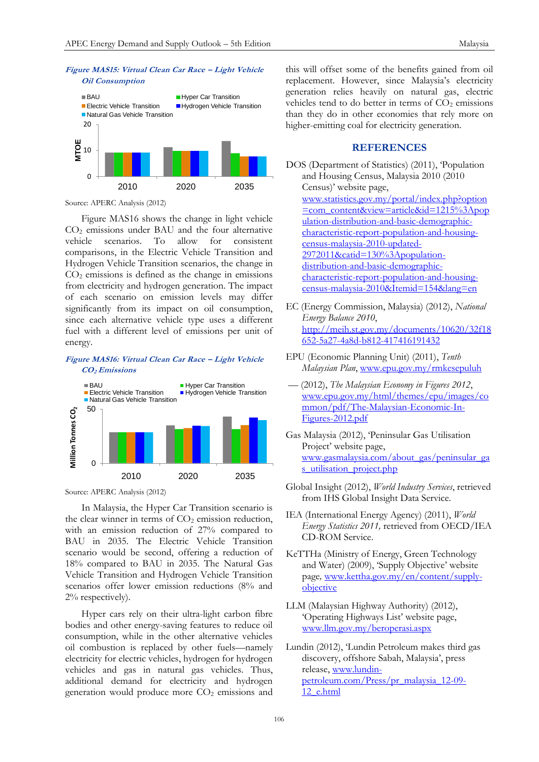*Figure MAS15: Virtual Clean Car Race – Light Vehicle Oil Consumption*

Source: APERC Analysis (2012)

Figure MAS16 shows the change in light vehicle $CO_2$ emissions under BAU and the four alternative vehicle scenarios. To allow for consistent comparisons, in the Electric Vehicle Transition and Hydrogen Vehicle Transition scenarios, the change in $CO_2$ emissions is defined as the change in $CO_2$ emissions from electricity and hydrogen generation. The impact of each scenario on emission levels may differ significantly from its impact on oil consumption, since each alternative vehicle type uses a different fuel with a different level of emissions per unit of energy.

*Figure MAS16: Virtual Clean Car Race – Light Vehicle $CO_2$ Emissions*

Source: APERC Analysis (2012)

In Malaysia, the Hyper Car Transition scenario is the clear winner in terms of $CO_2$ emission reduction, with an emission reduction of 27% compared to BAU in 2035. The Electric Vehicle Transition scenario would be second, offering a reduction of 18% compared to BAU in 2035. The Natural Gas Vehicle Transition and Hydrogen Vehicle Transition scenarios offer lower emission reductions (8% and 2% respectively).

Hyper cars rely on their ultra-light carbon fibre bodies and other energy-saving features to reduce oil consumption, while in the other alternative vehicles oil combustion is replaced by other fuels—namely electricity for electric vehicles, hydrogen for hydrogen vehicles and gas in natural gas vehicles. Thus, additional demand for electricity and hydrogen generation would produce more $CO_2$ emissions and this will offset some of the benefits gained from oil replacement. However, since Malaysia's electricity generation relies heavily on natural gas, electric vehicles tend to do better in terms of $CO_2$ emissions than they do in other economies that rely more on higher-emitting coal for electricity generation.

## REFERENCES

DOS (Department of Statistics) (2011), 'Population and Housing Census, Malaysia 2010 (2010 Census)' website page, www.statistics.gov.my/portal/index.php?option=com_content&view=article&id=1215%3Apopulation-distribution-and-basic-demographic-characteristic-report-population-and-housing-census-malaysia-2010-updated-2972011&catid=130%3Apopulation-distribution-and-basic-demographic-characteristic-report-population-and-housing-census-malaysia-2010&Itemid=154&lang=en

EC (Energy Commission, Malaysia) (2012), *National Energy Balance 2010*, http://meih.st.gov.my/documents/10620/32f18652-5a27-4a8d-b812-417416191432

EPU (Economic Planning Unit) (2011), *Tenth Malaysian Plan*, www.epu.gov.my/rmkesepuluh

— (2012), *The Malaysian Economy in Figures 2012*, www.epu.gov.my/html/themes/epu/images/common/pdf/The-Malaysian-Economic-In-Figures-2012.pdf

Gas Malaysia (2012), 'Peninsular Gas Utilisation Project' website page, www.gasmalaysia.com/about_gas/peninsular_gas_utilisation_project.php

Global Insight (2012), *World Industry Services*, retrieved from IHS Global Insight Data Service.

IEA (International Energy Agency) (2011), *World Energy Statistics 2011,* retrieved from OECD/IEA CD-ROM Service.

KeTTHa (Ministry of Energy, Green Technology and Water) (2009), 'Supply Objective' website page, www.kettha.gov.my/en/content/supply-objective

LLM (Malaysian Highway Authority) (2012), 'Operating Highways List' website page, www.llm.gov.my/beroperasi.aspx

Lundin (2012), 'Lundin Petroleum makes third gas discovery, offshore Sabah, Malaysia', press release, www.lundin-petroleum.com/Press/pr_malaysia_12-09-12_e.html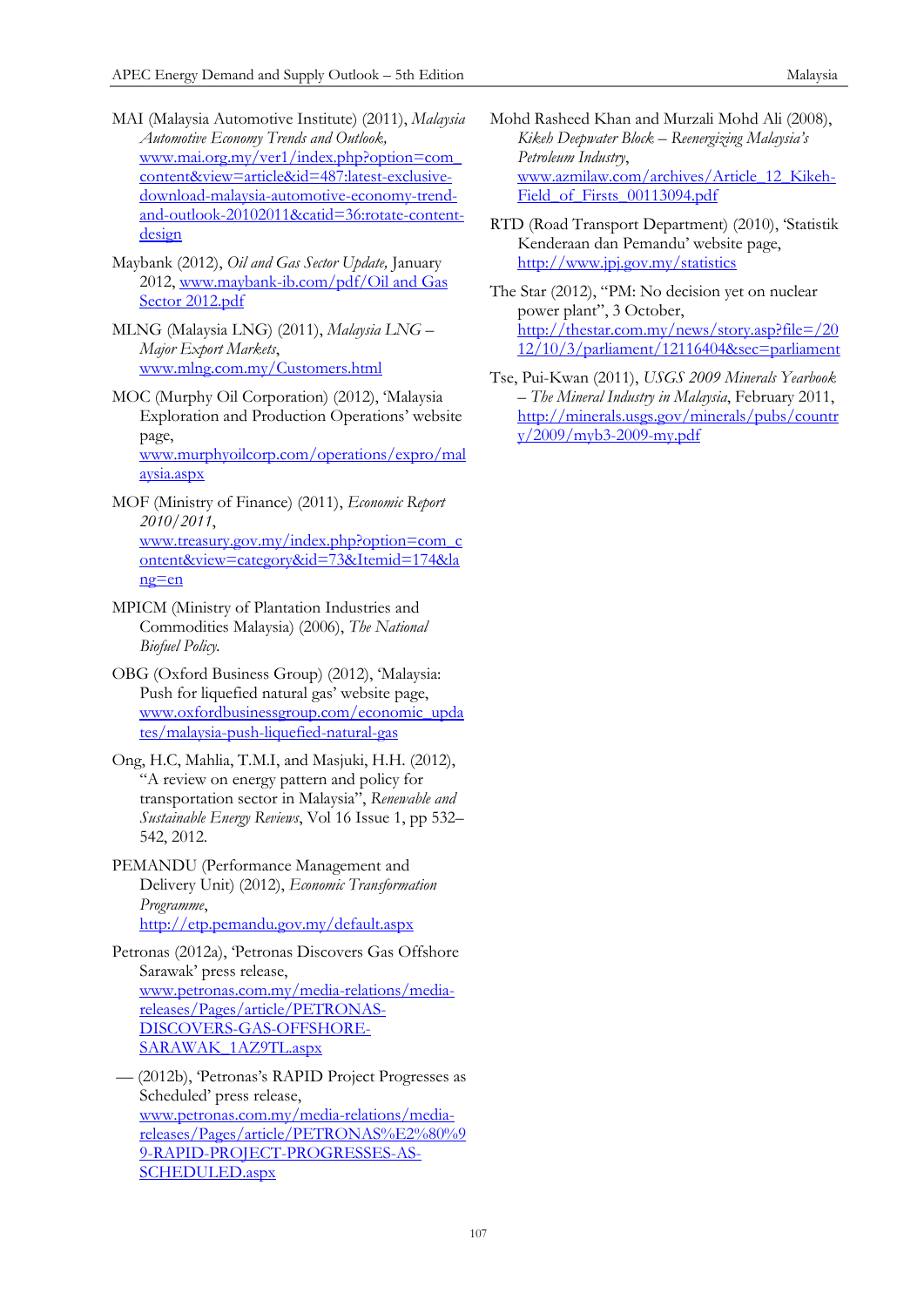MAI (Malaysia Automotive Institute) (2011), *Malaysia Automotive Economy Trends and Outlook*, www.mai.org.my/ver1/index.php?option=com_content&view=article&id=487:latest-exclusive-download-malaysia-automotive-economy-trend-and-outlook-20102011&catid=36:rotate-content-design

Maybank (2012), *Oil and Gas Sector Update,* January 2012, www.maybank-ib.com/pdf/Oil and Gas Sector 2012.pdf

MLNG (Malaysia LNG) (2011), *Malaysia LNG – Major Export Markets*, www.mlng.com.my/Customers.html

MOC (Murphy Oil Corporation) (2012), 'Malaysia Exploration and Production Operations' website page, www.murphyoilcorp.com/operations/expro/malaysia.aspx

MOF (Ministry of Finance) (2011), *Economic Report 2010/2011*, www.treasury.gov.my/index.php?option=com_content&view=category&id=73&Itemid=174&lang=en

MPICM (Ministry of Plantation Industries and Commodities Malaysia) (2006), *The National Biofuel Policy.*

OBG (Oxford Business Group) (2012), 'Malaysia: Push for liquefied natural gas' website page, www.oxfordbusinessgroup.com/economic_updates/malaysia-push-liquefied-natural-gas

Ong, H.C, Mahlia, T.M.I, and Masjuki, H.H. (2012), "A review on energy pattern and policy for transportation sector in Malaysia", *Renewable and Sustainable Energy Reviews*, Vol 16 Issue 1, pp 532–542, 2012.

PEMANDU (Performance Management and Delivery Unit) (2012), *Economic Transformation Programme*, http://etp.pemandu.gov.my/default.aspx

Petronas (2012a), 'Petronas Discovers Gas Offshore Sarawak' press release, www.petronas.com.my/media-relations/media-releases/Pages/article/PETRONAS-DISCOVERS-GAS-OFFSHORE-SARAWAK_1AZ9TL.aspx

— (2012b), 'Petronas's RAPID Project Progresses as Scheduled' press release, www.petronas.com.my/media-relations/media-releases/Pages/article/PETRONAS%E2%80%99-RAPID-PROJECT-PROGRESSES-AS-SCHEDULED.aspx

Mohd Rasheed Khan and Murzali Mohd Ali (2008), *Kikeh Deepwater Block – Reenergizing Malaysia's Petroleum Industry*, www.azmilaw.com/archives/Article_12_Kikeh-Field_of_Firsts_00113094.pdf

RTD (Road Transport Department) (2010), 'Statistik Kenderaan dan Pemandu' website page, http://www.jpj.gov.my/statistics

The Star (2012), "PM: No decision yet on nuclear power plant", 3 October, http://thestar.com.my/news/story.asp?file=/2012/10/3/parliament/12116404&sec=parliament

Tse, Pui-Kwan (2011), *USGS 2009 Minerals Yearbook – The Mineral Industry in Malaysia*, February 2011, http://minerals.usgs.gov/minerals/pubs/country/2009/myb3-2009-my.pdf